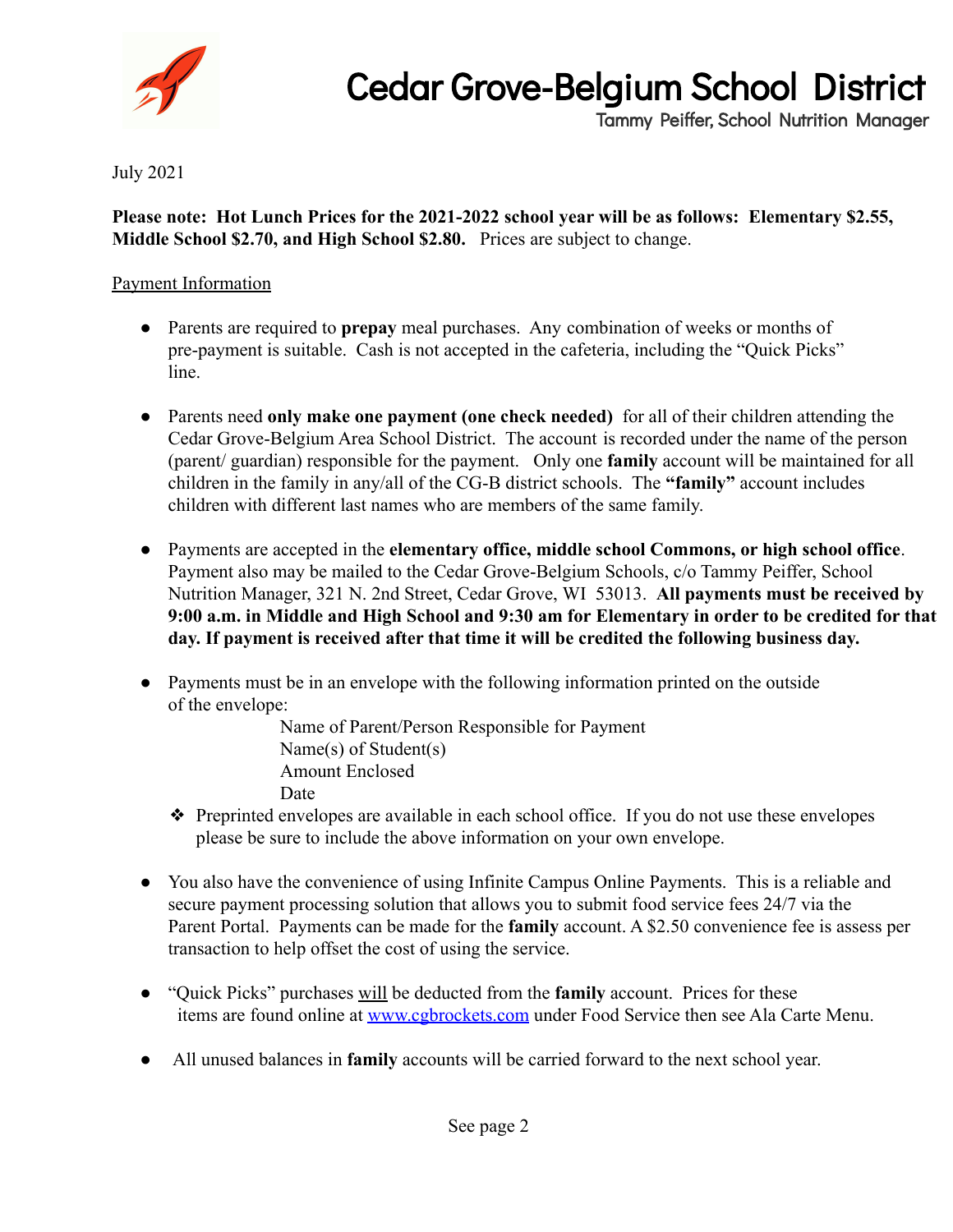# Cedar Grove-Belgium School District

Tammy Peiffer, School Nutrition Manager

July 2021

**Please note: Hot Lunch Prices for the 2021-2022 school year will be as follows: Elementary $2.55, Middle School $2.70, and High School $2.80.** Prices are subject to change.

Payment Information

- Parents are required to **prepay** meal purchases. Any combination of weeks or months of pre-payment is suitable. Cash is not accepted in the cafeteria, including the "Quick Picks" line.

- Parents need **only make one payment (one check needed)** for all of their children attending the Cedar Grove-Belgium Area School District. The account is recorded under the name of the person (parent/ guardian) responsible for the payment. Only one **family** account will be maintained for all children in the family in any/all of the CG-B district schools. The **"family"** account includes children with different last names who are members of the same family.

- Payments are accepted in the **elementary office, middle school Commons, or high school office**. Payment also may be mailed to the Cedar Grove-Belgium Schools, c/o Tammy Peiffer, School Nutrition Manager, 321 N. 2nd Street, Cedar Grove, WI 53013. **All payments must be received by 9:00 a.m. in Middle and High School and 9:30 am for Elementary in order to be credited for that day. If payment is received after that time it will be credited the following business day.**

- Payments must be in an envelope with the following information printed on the outside of the envelope:

  Name of Parent/Person Responsible for Payment
  Name(s) of Student(s)
  Amount Enclosed
  Date

  - Preprinted envelopes are available in each school office. If you do not use these envelopes please be sure to include the above information on your own envelope.

- You also have the convenience of using Infinite Campus Online Payments. This is a reliable and secure payment processing solution that allows you to submit food service fees 24/7 via the Parent Portal. Payments can be made for the **family** account. A $2.50 convenience fee is assess per transaction to help offset the cost of using the service.

- "Quick Picks" purchases will be deducted from the **family** account. Prices for these items are found online at [www.cgbrockets.com](http://www.cgbrockets.com) under Food Service then see Ala Carte Menu.

- All unused balances in **family** accounts will be carried forward to the next school year.

See page 2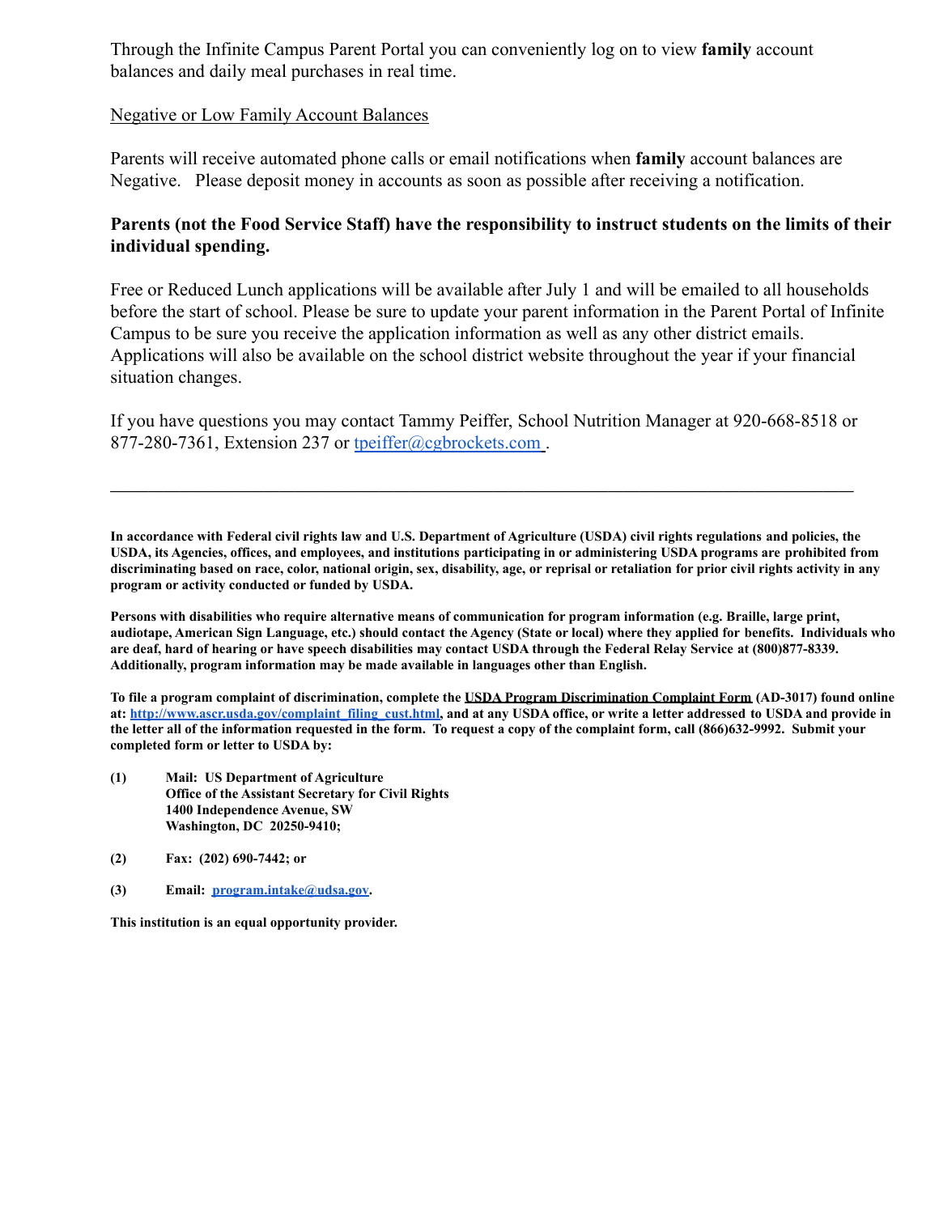Through the Infinite Campus Parent Portal you can conveniently log on to view **family** account balances and daily meal purchases in real time.

Negative or Low Family Account Balances

Parents will receive automated phone calls or email notifications when **family** account balances are Negative. Please deposit money in accounts as soon as possible after receiving a notification.

**Parents (not the Food Service Staff) have the responsibility to instruct students on the limits of their individual spending.**

Free or Reduced Lunch applications will be available after July 1 and will be emailed to all households before the start of school. Please be sure to update your parent information in the Parent Portal of Infinite Campus to be sure you receive the application information as well as any other district emails. Applications will also be available on the school district website throughout the year if your financial situation changes.

If you have questions you may contact Tammy Peiffer, School Nutrition Manager at 920-668-8518 or 877-280-7361, Extension 237 or tpeiffer@cgbrockets.com .

---

**In accordance with Federal civil rights law and U.S. Department of Agriculture (USDA) civil rights regulations and policies, the USDA, its Agencies, offices, and employees, and institutions participating in or administering USDA programs are prohibited from discriminating based on race, color, national origin, sex, disability, age, or reprisal or retaliation for prior civil rights activity in any program or activity conducted or funded by USDA.**

**Persons with disabilities who require alternative means of communication for program information (e.g. Braille, large print, audiotape, American Sign Language, etc.) should contact the Agency (State or local) where they applied for benefits. Individuals who are deaf, hard of hearing or have speech disabilities may contact USDA through the Federal Relay Service at (800)877-8339. Additionally, program information may be made available in languages other than English.**

**To file a program complaint of discrimination, complete the USDA Program Discrimination Complaint Form (AD-3017) found online at: http://www.ascr.usda.gov/complaint_filing_cust.html, and at any USDA office, or write a letter addressed to USDA and provide in the letter all of the information requested in the form. To request a copy of the complaint form, call (866)632-9992. Submit your completed form or letter to USDA by:**

**(1) Mail: US Department of Agriculture
Office of the Assistant Secretary for Civil Rights
1400 Independence Avenue, SW
Washington, DC 20250-9410;**

**(2) Fax: (202) 690-7442; or**

**(3) Email: program.intake@udsa.gov.**

**This institution is an equal opportunity provider.**